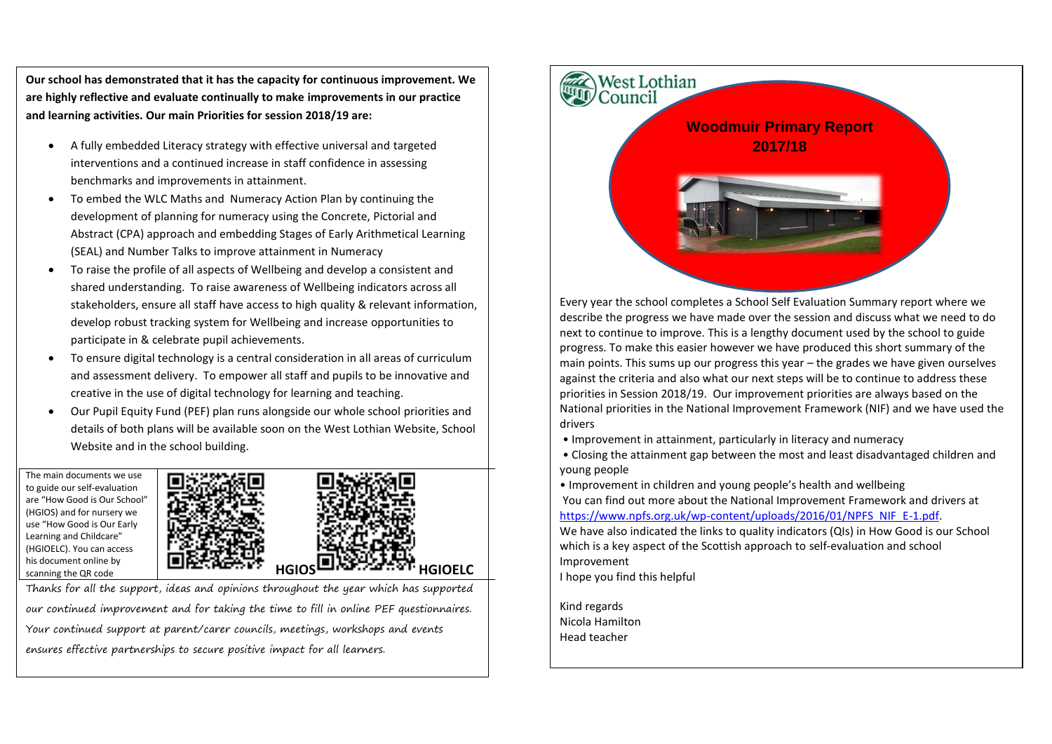**Our school has demonstrated that it has the capacity for continuous improvement. We are highly reflective and evaluate continually to make improvements in our practice and learning activities. Our main Priorities for session 2018/19 are:**

- A fully embedded Literacy strategy with effective universal and targeted interventions and a continued increase in staff confidence in assessing benchmarks and improvements in attainment.
- To embed the WLC Maths and Numeracy Action Plan by continuing the development of planning for numeracy using the Concrete, Pictorial and Abstract (CPA) approach and embedding Stages of Early Arithmetical Learning (SEAL) and Number Talks to improve attainment in Numeracy
- To raise the profile of all aspects of Wellbeing and develop a consistent and shared understanding. To raise awareness of Wellbeing indicators across all stakeholders, ensure all staff have access to high quality & relevant information, develop robust tracking system for Wellbeing and increase opportunities to participate in & celebrate pupil achievements.
- To ensure digital technology is a central consideration in all areas of curriculum and assessment delivery. To empower all staff and pupils to be innovative and creative in the use of digital technology for learning and teaching.
- Our Pupil Equity Fund (PEF) plan runs alongside our whole school priorities and details of both plans will be available soon on the West Lothian Website, School Website and in the school building.

The main documents we use to guide our self-evaluation are "How Good is Our School" (HGIOS) and for nursery we use "How Good is Our Early Learning and Childcare" (HGIOELC). You can access his document online by scanning the QR code

**HGIOS** **HGIOELC**

Thanks for all the support, ideas and opinions throughout the year which has supported our continued improvement and for taking the time to fill in online PEF questionnaires. Your continued support at parent/carer councils, meetings, workshops and events ensures effective partnerships to secure positive impact for all learners.

West Lothian Council

# Woodmuir Primary Report 2017/18

Every year the school completes a School Self Evaluation Summary report where we describe the progress we have made over the session and discuss what we need to do next to continue to improve. This is a lengthy document used by the school to guide progress. To make this easier however we have produced this short summary of the main points. This sums up our progress this year – the grades we have given ourselves against the criteria and also what our next steps will be to continue to address these priorities in Session 2018/19. Our improvement priorities are always based on the National priorities in the National Improvement Framework (NIF) and we have used the drivers

- Improvement in attainment, particularly in literacy and numeracy
- Closing the attainment gap between the most and least disadvantaged children and young people
- Improvement in children and young people's health and wellbeing

You can find out more about the National Improvement Framework and drivers at https://www.npfs.org.uk/wp-content/uploads/2016/01/NPFS_NIF_E-1.pdf.

We have also indicated the links to quality indicators (QIs) in How Good is our School which is a key aspect of the Scottish approach to self-evaluation and school Improvement

I hope you find this helpful

Kind regards
Nicola Hamilton
Head teacher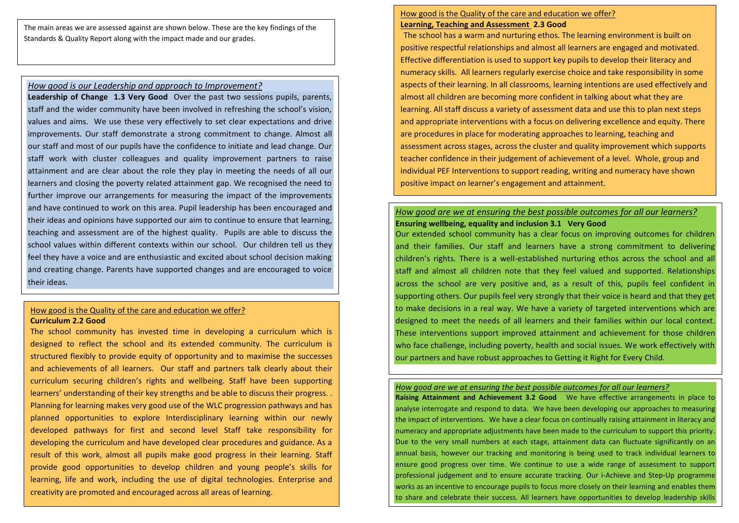The main areas we are assessed against are shown below. These are the key findings of the Standards & Quality Report along with the impact made and our grades.

*How good is our Leadership and approach to Improvement?*

**Leadership of Change 1.3 Very Good** Over the past two sessions pupils, parents, staff and the wider community have been involved in refreshing the school's vision, values and aims. We use these very effectively to set clear expectations and drive improvements. Our staff demonstrate a strong commitment to change. Almost all our staff and most of our pupils have the confidence to initiate and lead change. Our staff work with cluster colleagues and quality improvement partners to raise attainment and are clear about the role they play in meeting the needs of all our learners and closing the poverty related attainment gap. We recognised the need to further improve our arrangements for measuring the impact of the improvements and have continued to work on this area. Pupil leadership has been encouraged and their ideas and opinions have supported our aim to continue to ensure that learning, teaching and assessment are of the highest quality. Pupils are able to discuss the school values within different contexts within our school. Our children tell us they feel they have a voice and are enthusiastic and excited about school decision making and creating change. Parents have supported changes and are encouraged to voice their ideas.

How good is the Quality of the care and education we offer?

**Curriculum 2.2 Good**

The school community has invested time in developing a curriculum which is designed to reflect the school and its extended community. The curriculum is structured flexibly to provide equity of opportunity and to maximise the successes and achievements of all learners. Our staff and partners talk clearly about their curriculum securing children's rights and wellbeing. Staff have been supporting learners' understanding of their key strengths and be able to discuss their progress. . Planning for learning makes very good use of the WLC progression pathways and has planned opportunities to explore Interdisciplinary learning within our newly developed pathways for first and second level Staff take responsibility for developing the curriculum and have developed clear procedures and guidance. As a result of this work, almost all pupils make good progress in their learning. Staff provide good opportunities to develop children and young people's skills for learning, life and work, including the use of digital technologies. Enterprise and creativity are promoted and encouraged across all areas of learning.

How good is the Quality of the care and education we offer?

**Learning, Teaching and Assessment 2.3 Good**

The school has a warm and nurturing ethos. The learning environment is built on positive respectful relationships and almost all learners are engaged and motivated. Effective differentiation is used to support key pupils to develop their literacy and numeracy skills. All learners regularly exercise choice and take responsibility in some aspects of their learning. In all classrooms, learning intentions are used effectively and almost all children are becoming more confident in talking about what they are learning. All staff discuss a variety of assessment data and use this to plan next steps and appropriate interventions with a focus on delivering excellence and equity. There are procedures in place for moderating approaches to learning, teaching and assessment across stages, across the cluster and quality improvement which supports teacher confidence in their judgement of achievement of a level. Whole, group and individual PEF Interventions to support reading, writing and numeracy have shown positive impact on learner's engagement and attainment.

*How good are we at ensuring the best possible outcomes for all our learners?*

**Ensuring wellbeing, equality and inclusion 3.1 Very Good**

Our extended school community has a clear focus on improving outcomes for children and their families. Our staff and learners have a strong commitment to delivering children's rights. There is a well-established nurturing ethos across the school and all staff and almost all children note that they feel valued and supported. Relationships across the school are very positive and, as a result of this, pupils feel confident in supporting others. Our pupils feel very strongly that their voice is heard and that they get to make decisions in a real way. We have a variety of targeted interventions which are designed to meet the needs of all learners and their families within our local context. These interventions support improved attainment and achievement for those children who face challenge, including poverty, health and social issues. We work effectively with our partners and have robust approaches to Getting it Right for Every Child.

*How good are we at ensuring the best possible outcomes for all our learners?*

**Raising Attainment and Achievement 3.2 Good** We have effective arrangements in place to analyse interrogate and respond to data. We have been developing our approaches to measuring the impact of interventions. We have a clear focus on continually raising attainment in literacy and numeracy and appropriate adjustments have been made to the curriculum to support this priority. Due to the very small numbers at each stage, attainment data can fluctuate significantly on an annual basis, however our tracking and monitoring is being used to track individual learners to ensure good progress over time. We continue to use a wide range of assessment to support professional judgement and to ensure accurate tracking. Our i-Achieve and Step-Up programme works as an incentive to encourage pupils to focus more closely on their learning and enables them to share and celebrate their success. All learners have opportunities to develop leadership skills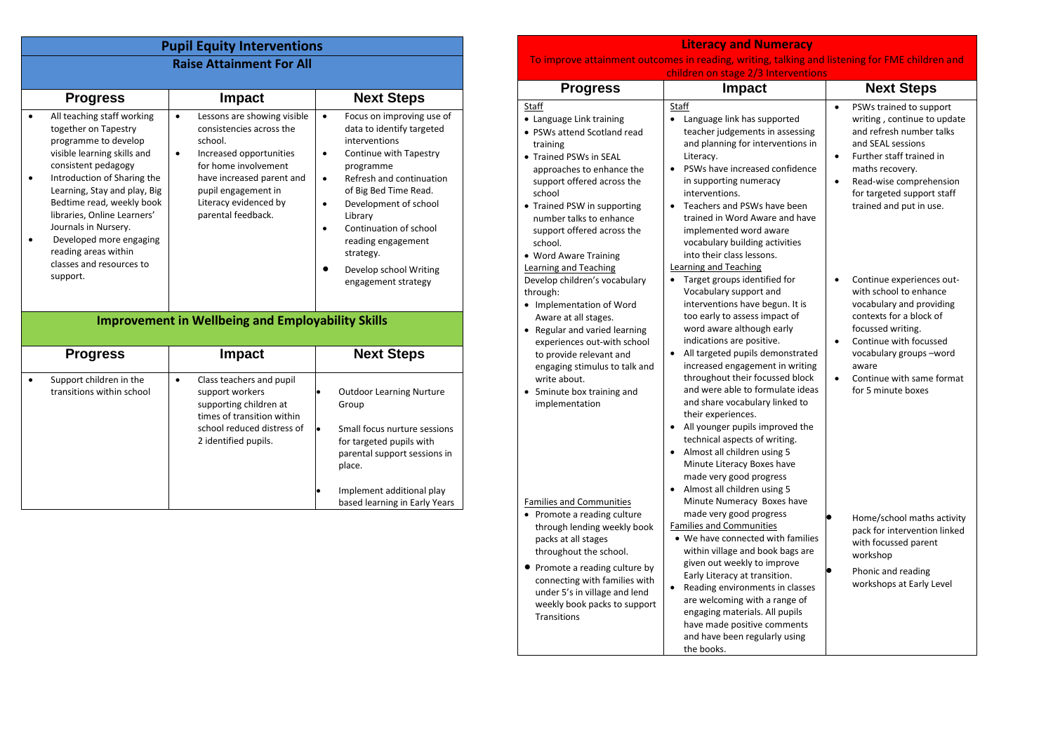## Pupil Equity Interventions

### Raise Attainment For All

| Progress | Impact | Next Steps |
|---|---|---|
| • All teaching staff working together on Tapestry programme to develop visible learning skills and consistent pedagogy<br>• Introduction of Sharing the Learning, Stay and play, Big Bedtime read, weekly book libraries, Online Learners' Journals in Nursery.<br>• Developed more engaging reading areas within classes and resources to support. | • Lessons are showing visible consistencies across the school.<br>• Increased opportunities for home involvement have increased parent and pupil engagement in Literacy evidenced by parental feedback. | • Focus on improving use of data to identify targeted interventions<br>• Continue with Tapestry programme<br>• Refresh and continuation of Big Bed Time Read.<br>• Development of school Library<br>• Continuation of school reading engagement strategy.<br>• Develop school Writing engagement strategy |

### Improvement in Wellbeing and Employability Skills

| Progress | Impact | Next Steps |
|---|---|---|
| • Support children in the transitions within school | • Class teachers and pupil support workers supporting children at times of transition within school reduced distress of 2 identified pupils. | • Outdoor Learning Nurture Group<br>• Small focus nurture sessions for targeted pupils with parental support sessions in place.<br>• Implement additional play based learning in Early Years |

## Literacy and Numeracy

To improve attainment outcomes in reading, writing, talking and listening for FME children and children on stage 2/3 Interventions

| Progress | Impact | Next Steps |
|---|---|---|
| Staff<br>• Language Link training<br>• PSWs attend Scotland read training<br>• Trained PSWs in SEAL approaches to enhance the support offered across the school<br>• Trained PSW in supporting number talks to enhance support offered across the school.<br>• Word Aware Training | Staff<br>• Language link has supported teacher judgements in assessing and planning for interventions in Literacy.<br>• PSWs have increased confidence in supporting numeracy interventions.<br>• Teachers and PSWs have been trained in Word Aware and have implemented word aware vocabulary building activities into their class lessons. | • PSWs trained to support writing , continue to update and refresh number talks and SEAL sessions<br>• Further staff trained in maths recovery.<br>• Read-wise comprehension for targeted support staff trained and put in use. |
| Learning and Teaching<br>Develop children's vocabulary through:<br>• Implementation of Word Aware at all stages.<br>• Regular and varied learning experiences out-with school to provide relevant and engaging stimulus to talk and write about.<br>• 5minute box training and implementation | Learning and Teaching<br>• Target groups identified for Vocabulary support and interventions have begun. It is too early to assess impact of word aware although early indications are positive.<br>• All targeted pupils demonstrated increased engagement in writing throughout their focussed block and were able to formulate ideas and share vocabulary linked to their experiences.<br>• All younger pupils improved the technical aspects of writing.<br>• Almost all children using 5 Minute Literacy Boxes have made very good progress<br>• Almost all children using 5 Minute Numeracy Boxes have made very good progress | • Continue experiences out-with school to enhance vocabulary and providing contexts for a block of focussed writing.<br>• Continue with focussed vocabulary groups –word aware<br>• Continue with same format for 5 minute boxes |
| Families and Communities<br>• Promote a reading culture through lending weekly book packs at all stages throughout the school.<br>• Promote a reading culture by connecting with families with under 5's in village and lend weekly book packs to support Transitions | Families and Communities<br>• We have connected with families within village and book bags are given out weekly to improve Early Literacy at transition.<br>• Reading environments in classes are welcoming with a range of engaging materials. All pupils have made positive comments and have been regularly using the books. | • Home/school maths activity pack for intervention linked with focussed parent workshop<br>• Phonic and reading workshops at Early Level |